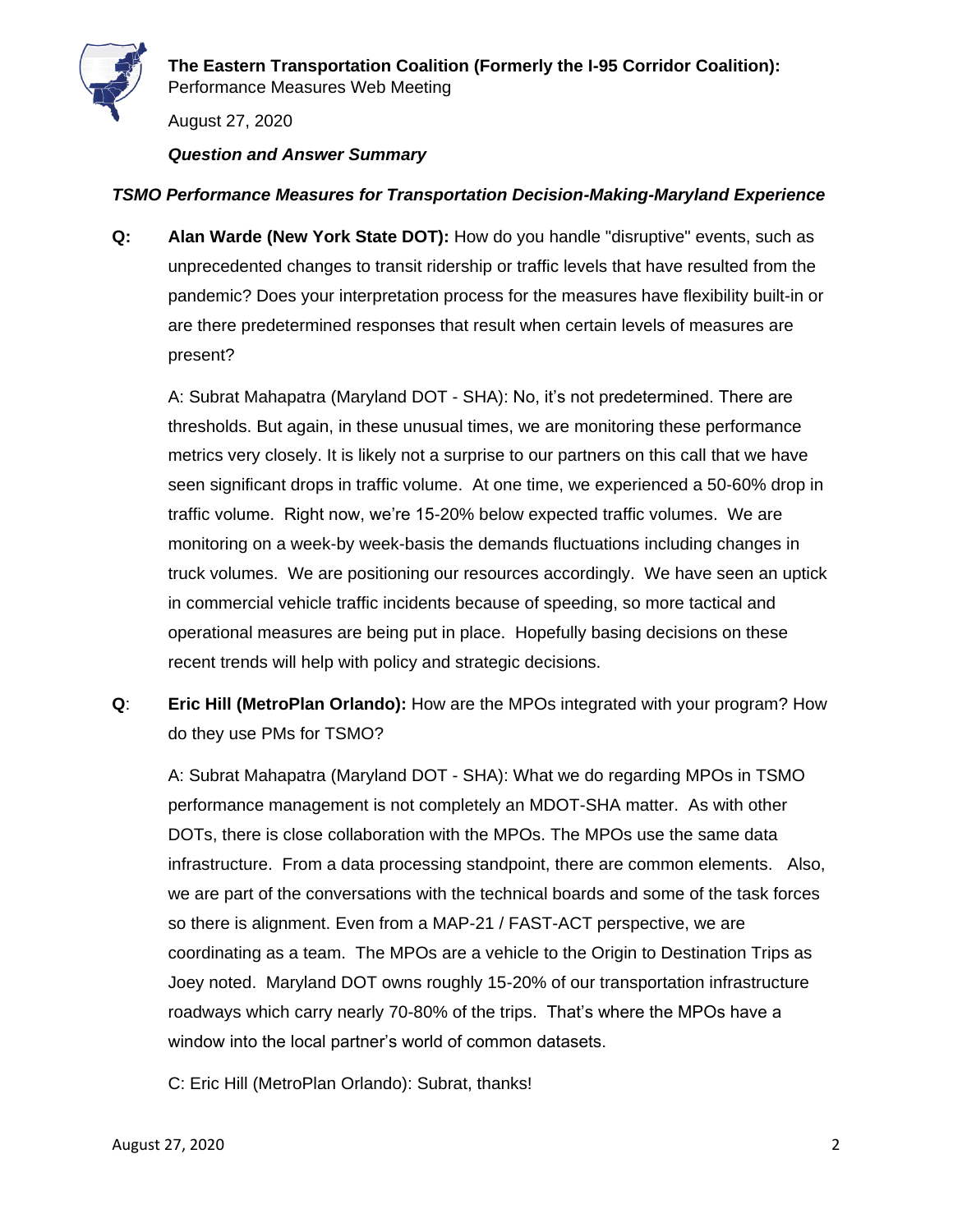**The Eastern Transportation Coalition (Formerly the I-95 Corridor Coalition):**
Performance Measures Web Meeting

August 27, 2020

***Question and Answer Summary***

## *TSMO Performance Measures for Transportation Decision-Making-Maryland Experience*

**Q:** **Alan Warde (New York State DOT):** How do you handle "disruptive" events, such as unprecedented changes to transit ridership or traffic levels that have resulted from the pandemic? Does your interpretation process for the measures have flexibility built-in or are there predetermined responses that result when certain levels of measures are present?

A: Subrat Mahapatra (Maryland DOT - SHA): No, it's not predetermined. There are thresholds. But again, in these unusual times, we are monitoring these performance metrics very closely. It is likely not a surprise to our partners on this call that we have seen significant drops in traffic volume. At one time, we experienced a 50-60% drop in traffic volume. Right now, we're 15-20% below expected traffic volumes. We are monitoring on a week-by week-basis the demands fluctuations including changes in truck volumes. We are positioning our resources accordingly. We have seen an uptick in commercial vehicle traffic incidents because of speeding, so more tactical and operational measures are being put in place. Hopefully basing decisions on these recent trends will help with policy and strategic decisions.

**Q**: **Eric Hill (MetroPlan Orlando):** How are the MPOs integrated with your program? How do they use PMs for TSMO?

A: Subrat Mahapatra (Maryland DOT - SHA): What we do regarding MPOs in TSMO performance management is not completely an MDOT-SHA matter. As with other DOTs, there is close collaboration with the MPOs. The MPOs use the same data infrastructure. From a data processing standpoint, there are common elements. Also, we are part of the conversations with the technical boards and some of the task forces so there is alignment. Even from a MAP-21 / FAST-ACT perspective, we are coordinating as a team. The MPOs are a vehicle to the Origin to Destination Trips as Joey noted. Maryland DOT owns roughly 15-20% of our transportation infrastructure roadways which carry nearly 70-80% of the trips. That's where the MPOs have a window into the local partner's world of common datasets.

C: Eric Hill (MetroPlan Orlando): Subrat, thanks!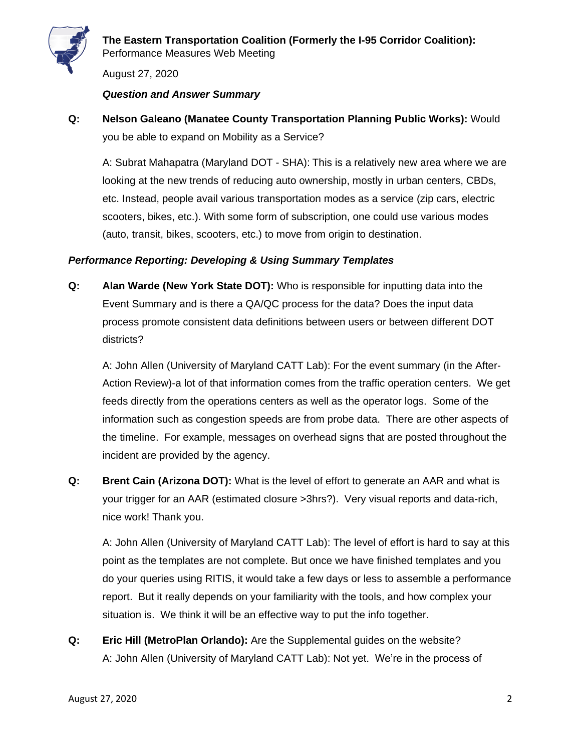**The Eastern Transportation Coalition (Formerly the I-95 Corridor Coalition):**
Performance Measures Web Meeting

August 27, 2020

***Question and Answer Summary***

**Q: Nelson Galeano (Manatee County Transportation Planning Public Works):** Would you be able to expand on Mobility as a Service?

A: Subrat Mahapatra (Maryland DOT - SHA): This is a relatively new area where we are looking at the new trends of reducing auto ownership, mostly in urban centers, CBDs, etc. Instead, people avail various transportation modes as a service (zip cars, electric scooters, bikes, etc.). With some form of subscription, one could use various modes (auto, transit, bikes, scooters, etc.) to move from origin to destination.

***Performance Reporting: Developing & Using Summary Templates***

**Q: Alan Warde (New York State DOT):** Who is responsible for inputting data into the Event Summary and is there a QA/QC process for the data? Does the input data process promote consistent data definitions between users or between different DOT districts?

A: John Allen (University of Maryland CATT Lab): For the event summary (in the After-Action Review)-a lot of that information comes from the traffic operation centers. We get feeds directly from the operations centers as well as the operator logs. Some of the information such as congestion speeds are from probe data. There are other aspects of the timeline. For example, messages on overhead signs that are posted throughout the incident are provided by the agency.

**Q: Brent Cain (Arizona DOT):** What is the level of effort to generate an AAR and what is your trigger for an AAR (estimated closure >3hrs?). Very visual reports and data-rich, nice work! Thank you.

A: John Allen (University of Maryland CATT Lab): The level of effort is hard to say at this point as the templates are not complete. But once we have finished templates and you do your queries using RITIS, it would take a few days or less to assemble a performance report. But it really depends on your familiarity with the tools, and how complex your situation is. We think it will be an effective way to put the info together.

**Q: Eric Hill (MetroPlan Orlando):** Are the Supplemental guides on the website?
A: John Allen (University of Maryland CATT Lab): Not yet. We're in the process of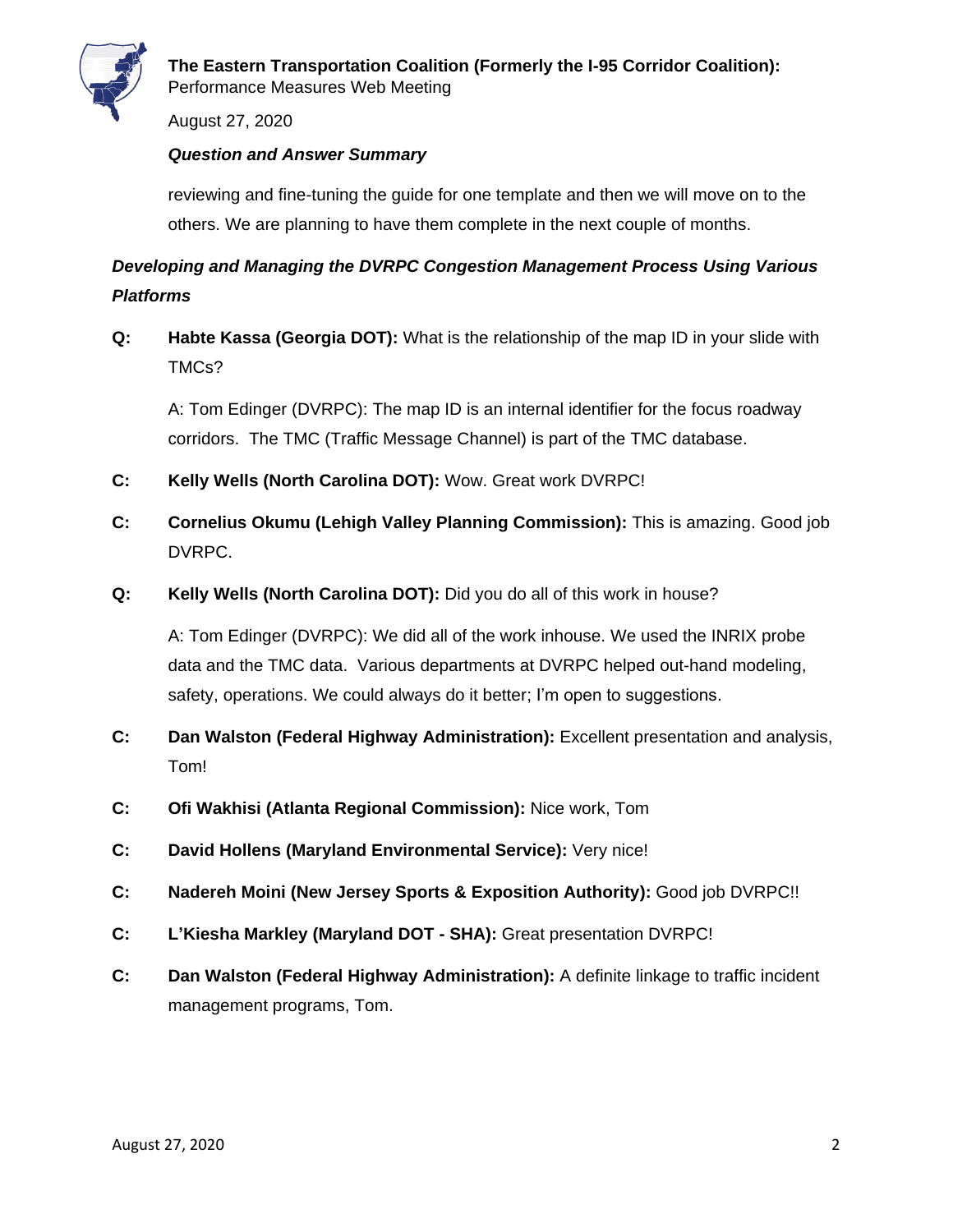reviewing and fine-tuning the guide for one template and then we will move on to the others. We are planning to have them complete in the next couple of months.

***Developing and Managing the DVRPC Congestion Management Process Using Various Platforms***

**Q:** **Habte Kassa (Georgia DOT):** What is the relationship of the map ID in your slide with TMCs?

A: Tom Edinger (DVRPC): The map ID is an internal identifier for the focus roadway corridors. The TMC (Traffic Message Channel) is part of the TMC database.

**C:** **Kelly Wells (North Carolina DOT):** Wow. Great work DVRPC!

**C:** **Cornelius Okumu (Lehigh Valley Planning Commission):** This is amazing. Good job DVRPC.

**Q:** **Kelly Wells (North Carolina DOT):** Did you do all of this work in house?

A: Tom Edinger (DVRPC): We did all of the work inhouse. We used the INRIX probe data and the TMC data. Various departments at DVRPC helped out-hand modeling, safety, operations. We could always do it better; I'm open to suggestions.

**C:** **Dan Walston (Federal Highway Administration):** Excellent presentation and analysis, Tom!

**C:** **Ofi Wakhisi (Atlanta Regional Commission):** Nice work, Tom

**C:** **David Hollens (Maryland Environmental Service):** Very nice!

**C:** **Nadereh Moini (New Jersey Sports & Exposition Authority):** Good job DVRPC!!

**C:** **L'Kiesha Markley (Maryland DOT - SHA):** Great presentation DVRPC!

**C:** **Dan Walston (Federal Highway Administration):** A definite linkage to traffic incident management programs, Tom.